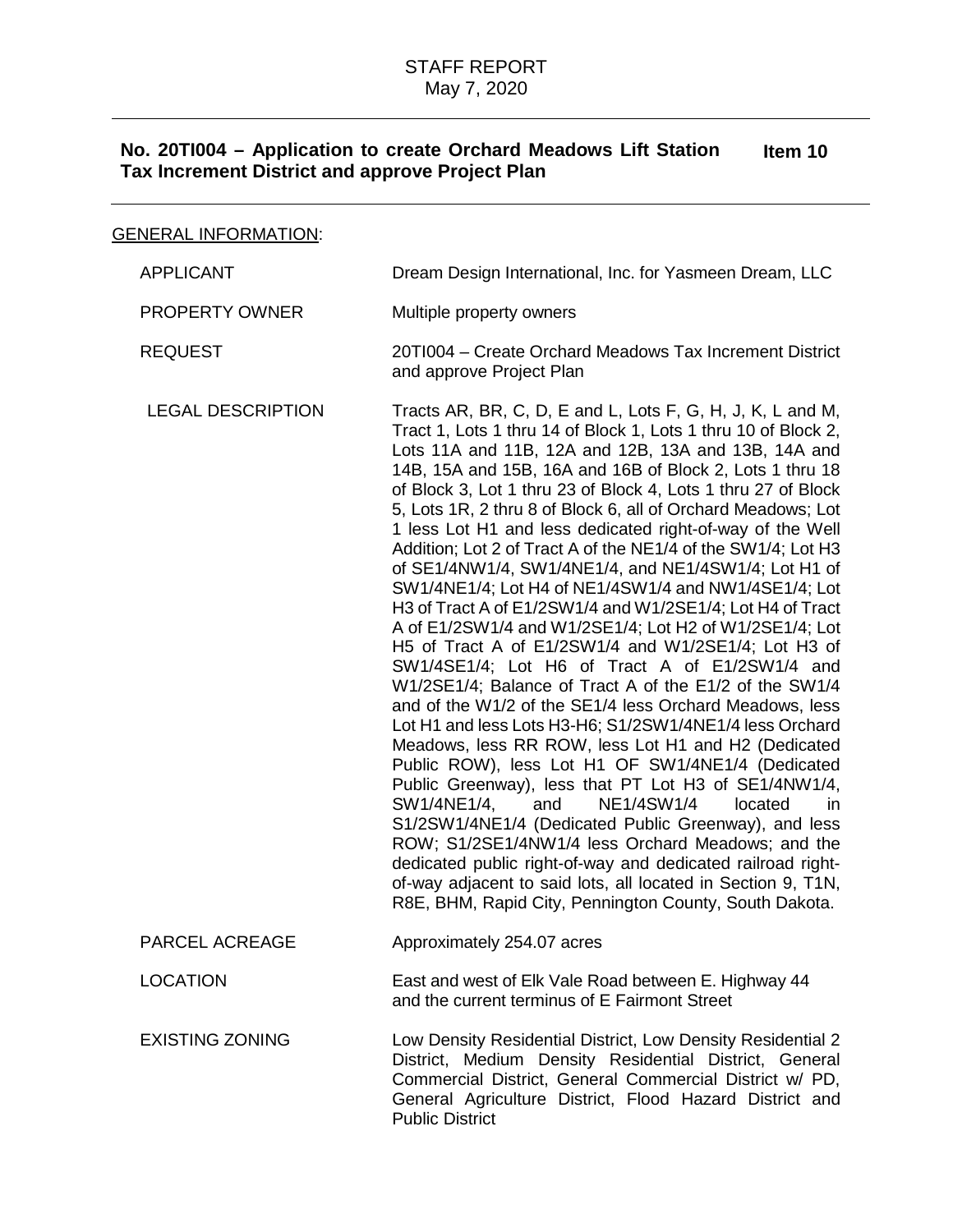# STAFF REPORT
May 7, 2020

**No. 20TI004 – Application to create Orchard Meadows Lift Station Tax Increment District and approve Project Plan** **Item 10**

GENERAL INFORMATION:

| | |
|---|---|
| APPLICANT | Dream Design International, Inc. for Yasmeen Dream, LLC |
| PROPERTY OWNER | Multiple property owners |
| REQUEST | 20TI004 – Create Orchard Meadows Tax Increment District and approve Project Plan |
| LEGAL DESCRIPTION | Tracts AR, BR, C, D, E and L, Lots F, G, H, J, K, L and M, Tract 1, Lots 1 thru 14 of Block 1, Lots 1 thru 10 of Block 2, Lots 11A and 11B, 12A and 12B, 13A and 13B, 14A and 14B, 15A and 15B, 16A and 16B of Block 2, Lots 1 thru 18 of Block 3, Lot 1 thru 23 of Block 4, Lots 1 thru 27 of Block 5, Lots 1R, 2 thru 8 of Block 6, all of Orchard Meadows; Lot 1 less Lot H1 and less dedicated right-of-way of the Well Addition; Lot 2 of Tract A of the NE1/4 of the SW1/4; Lot H3 of SE1/4NW1/4, SW1/4NE1/4, and NE1/4SW1/4; Lot H1 of SW1/4NE1/4; Lot H4 of NE1/4SW1/4 and NW1/4SE1/4; Lot H3 of Tract A of E1/2SW1/4 and W1/2SE1/4; Lot H4 of Tract A of E1/2SW1/4 and W1/2SE1/4; Lot H2 of W1/2SE1/4; Lot H5 of Tract A of E1/2SW1/4 and W1/2SE1/4; Lot H3 of SW1/4SE1/4; Lot H6 of Tract A of E1/2SW1/4 and W1/2SE1/4; Balance of Tract A of the E1/2 of the SW1/4 and of the W1/2 of the SE1/4 less Orchard Meadows, less Lot H1 and less Lots H3-H6; S1/2SW1/4NE1/4 less Orchard Meadows, less RR ROW, less Lot H1 and H2 (Dedicated Public ROW), less Lot H1 OF SW1/4NE1/4 (Dedicated Public Greenway), less that PT Lot H3 of SE1/4NW1/4, SW1/4NE1/4, and NE1/4SW1/4 located in S1/2SW1/4NE1/4 (Dedicated Public Greenway), and less ROW; S1/2SE1/4NW1/4 less Orchard Meadows; and the dedicated public right-of-way and dedicated railroad right-of-way adjacent to said lots, all located in Section 9, T1N, R8E, BHM, Rapid City, Pennington County, South Dakota. |
| PARCEL ACREAGE | Approximately 254.07 acres |
| LOCATION | East and west of Elk Vale Road between E. Highway 44 and the current terminus of E Fairmont Street |
| EXISTING ZONING | Low Density Residential District, Low Density Residential 2 District, Medium Density Residential District, General Commercial District, General Commercial District w/ PD, General Agriculture District, Flood Hazard District and Public District |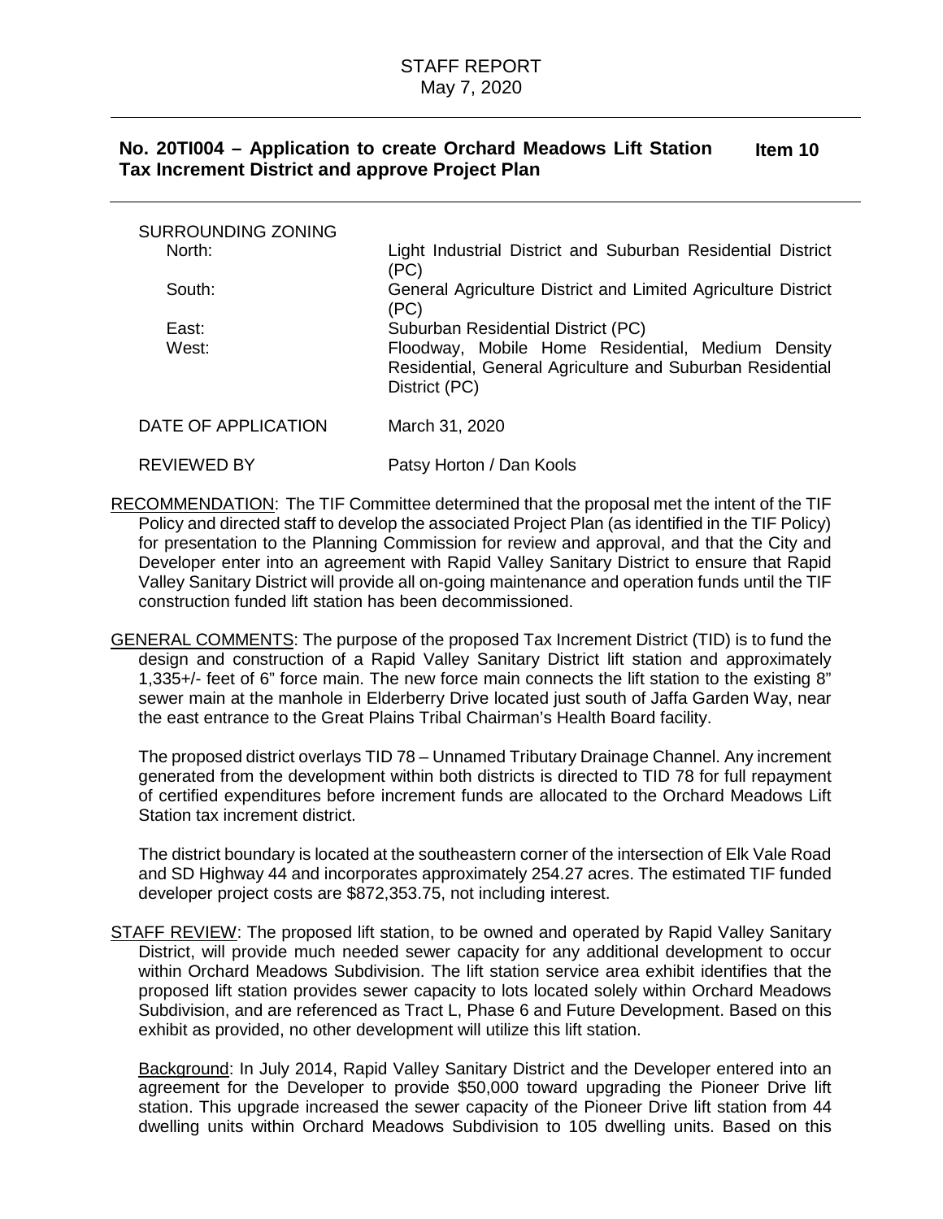STAFF REPORT
May 7, 2020

**No. 20TI004 – Application to create Orchard Meadows Lift Station Tax Increment District and approve Project Plan** **Item 10**

| | |
|---|---|
| SURROUNDING ZONING | |
| North: | Light Industrial District and Suburban Residential District (PC) |
| South: | General Agriculture District and Limited Agriculture District (PC) |
| East: | Suburban Residential District (PC) |
| West: | Floodway, Mobile Home Residential, Medium Density Residential, General Agriculture and Suburban Residential District (PC) |
| DATE OF APPLICATION | March 31, 2020 |
| REVIEWED BY | Patsy Horton / Dan Kools |

RECOMMENDATION: The TIF Committee determined that the proposal met the intent of the TIF Policy and directed staff to develop the associated Project Plan (as identified in the TIF Policy) for presentation to the Planning Commission for review and approval, and that the City and Developer enter into an agreement with Rapid Valley Sanitary District to ensure that Rapid Valley Sanitary District will provide all on-going maintenance and operation funds until the TIF construction funded lift station has been decommissioned.

GENERAL COMMENTS: The purpose of the proposed Tax Increment District (TID) is to fund the design and construction of a Rapid Valley Sanitary District lift station and approximately 1,335+/- feet of 6" force main. The new force main connects the lift station to the existing 8" sewer main at the manhole in Elderberry Drive located just south of Jaffa Garden Way, near the east entrance to the Great Plains Tribal Chairman's Health Board facility.

The proposed district overlays TID 78 – Unnamed Tributary Drainage Channel. Any increment generated from the development within both districts is directed to TID 78 for full repayment of certified expenditures before increment funds are allocated to the Orchard Meadows Lift Station tax increment district.

The district boundary is located at the southeastern corner of the intersection of Elk Vale Road and SD Highway 44 and incorporates approximately 254.27 acres. The estimated TIF funded developer project costs are $872,353.75, not including interest.

STAFF REVIEW: The proposed lift station, to be owned and operated by Rapid Valley Sanitary District, will provide much needed sewer capacity for any additional development to occur within Orchard Meadows Subdivision. The lift station service area exhibit identifies that the proposed lift station provides sewer capacity to lots located solely within Orchard Meadows Subdivision, and are referenced as Tract L, Phase 6 and Future Development. Based on this exhibit as provided, no other development will utilize this lift station.

Background: In July 2014, Rapid Valley Sanitary District and the Developer entered into an agreement for the Developer to provide $50,000 toward upgrading the Pioneer Drive lift station. This upgrade increased the sewer capacity of the Pioneer Drive lift station from 44 dwelling units within Orchard Meadows Subdivision to 105 dwelling units. Based on this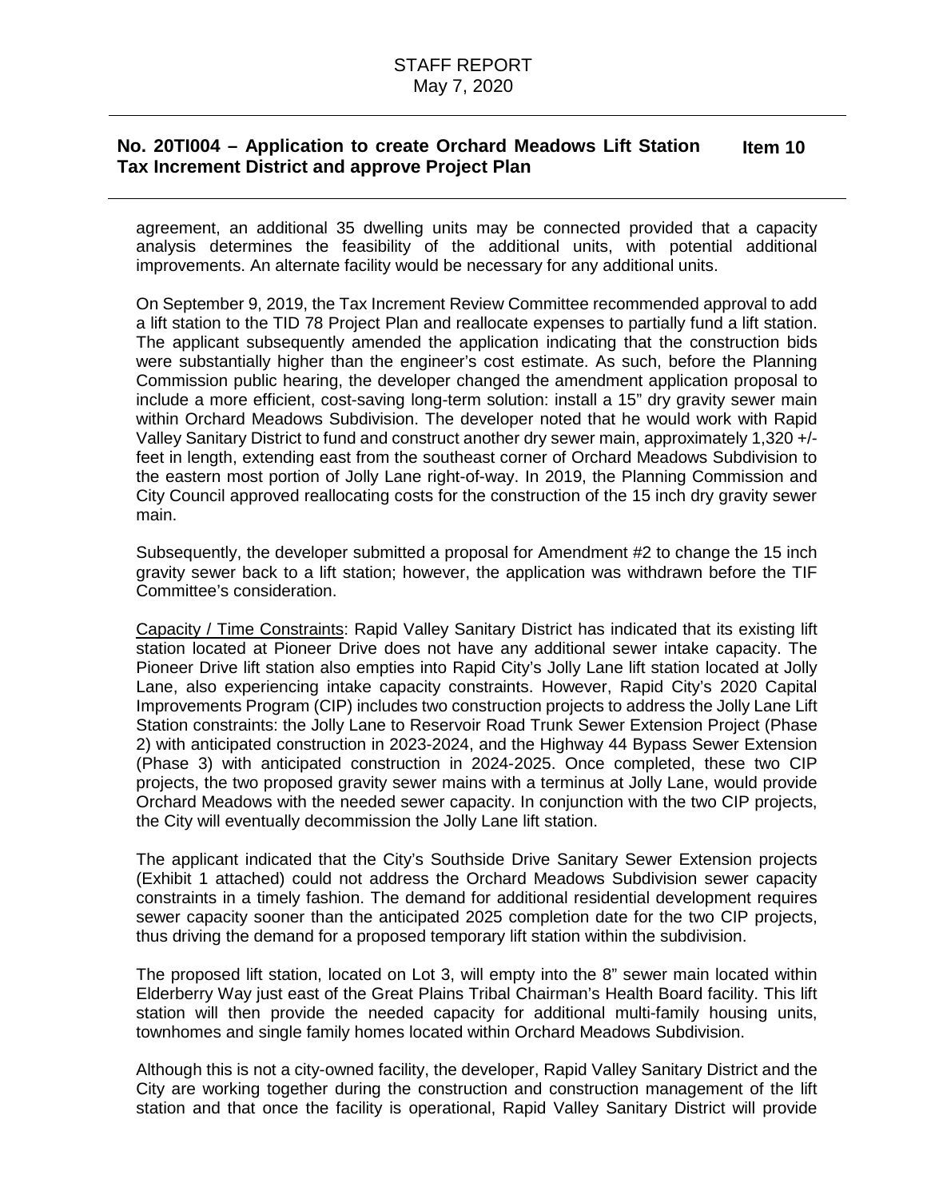agreement, an additional 35 dwelling units may be connected provided that a capacity analysis determines the feasibility of the additional units, with potential additional improvements. An alternate facility would be necessary for any additional units.

On September 9, 2019, the Tax Increment Review Committee recommended approval to add a lift station to the TID 78 Project Plan and reallocate expenses to partially fund a lift station. The applicant subsequently amended the application indicating that the construction bids were substantially higher than the engineer's cost estimate. As such, before the Planning Commission public hearing, the developer changed the amendment application proposal to include a more efficient, cost-saving long-term solution: install a 15" dry gravity sewer main within Orchard Meadows Subdivision. The developer noted that he would work with Rapid Valley Sanitary District to fund and construct another dry sewer main, approximately 1,320 +/- feet in length, extending east from the southeast corner of Orchard Meadows Subdivision to the eastern most portion of Jolly Lane right-of-way. In 2019, the Planning Commission and City Council approved reallocating costs for the construction of the 15 inch dry gravity sewer main.

Subsequently, the developer submitted a proposal for Amendment #2 to change the 15 inch gravity sewer back to a lift station; however, the application was withdrawn before the TIF Committee's consideration.

<u>Capacity / Time Constraints</u>: Rapid Valley Sanitary District has indicated that its existing lift station located at Pioneer Drive does not have any additional sewer intake capacity. The Pioneer Drive lift station also empties into Rapid City's Jolly Lane lift station located at Jolly Lane, also experiencing intake capacity constraints. However, Rapid City's 2020 Capital Improvements Program (CIP) includes two construction projects to address the Jolly Lane Lift Station constraints: the Jolly Lane to Reservoir Road Trunk Sewer Extension Project (Phase 2) with anticipated construction in 2023-2024, and the Highway 44 Bypass Sewer Extension (Phase 3) with anticipated construction in 2024-2025. Once completed, these two CIP projects, the two proposed gravity sewer mains with a terminus at Jolly Lane, would provide Orchard Meadows with the needed sewer capacity. In conjunction with the two CIP projects, the City will eventually decommission the Jolly Lane lift station.

The applicant indicated that the City's Southside Drive Sanitary Sewer Extension projects (Exhibit 1 attached) could not address the Orchard Meadows Subdivision sewer capacity constraints in a timely fashion. The demand for additional residential development requires sewer capacity sooner than the anticipated 2025 completion date for the two CIP projects, thus driving the demand for a proposed temporary lift station within the subdivision.

The proposed lift station, located on Lot 3, will empty into the 8" sewer main located within Elderberry Way just east of the Great Plains Tribal Chairman's Health Board facility. This lift station will then provide the needed capacity for additional multi-family housing units, townhomes and single family homes located within Orchard Meadows Subdivision.

Although this is not a city-owned facility, the developer, Rapid Valley Sanitary District and the City are working together during the construction and construction management of the lift station and that once the facility is operational, Rapid Valley Sanitary District will provide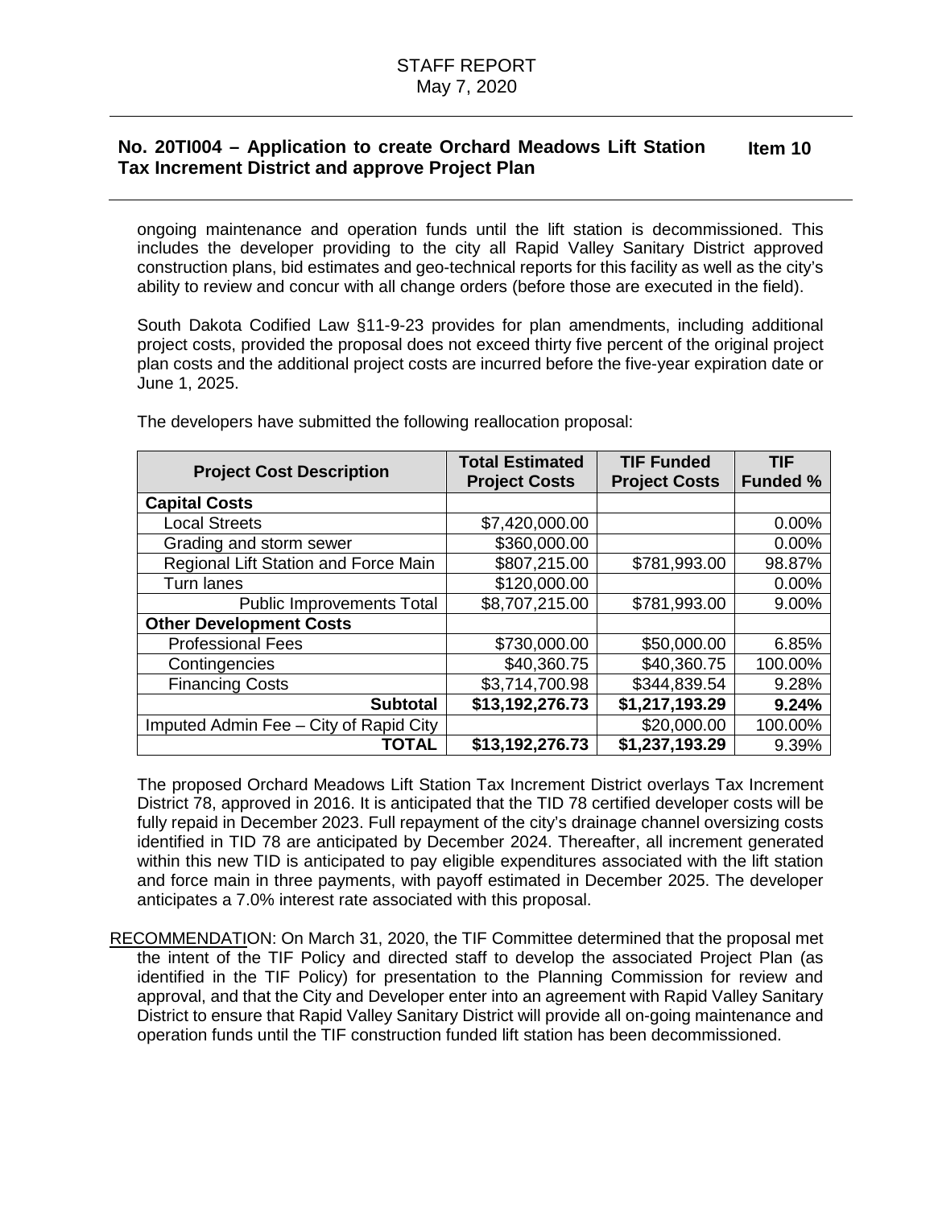ongoing maintenance and operation funds until the lift station is decommissioned. This includes the developer providing to the city all Rapid Valley Sanitary District approved construction plans, bid estimates and geo-technical reports for this facility as well as the city's ability to review and concur with all change orders (before those are executed in the field).

South Dakota Codified Law §11-9-23 provides for plan amendments, including additional project costs, provided the proposal does not exceed thirty five percent of the original project plan costs and the additional project costs are incurred before the five-year expiration date or June 1, 2025.

The developers have submitted the following reallocation proposal:

| Project Cost Description | Total Estimated Project Costs | TIF Funded Project Costs | TIF Funded % |
|---|---|---|---|
| **Capital Costs** | | | |
| Local Streets | $7,420,000.00 | | 0.00% |
| Grading and storm sewer | $360,000.00 | | 0.00% |
| Regional Lift Station and Force Main | $807,215.00 | $781,993.00 | 98.87% |
| Turn lanes | $120,000.00 | | 0.00% |
| Public Improvements Total | $8,707,215.00 | $781,993.00 | 9.00% |
| **Other Development Costs** | | | |
| Professional Fees | $730,000.00 | $50,000.00 | 6.85% |
| Contingencies | $40,360.75 | $40,360.75 | 100.00% |
| Financing Costs | $3,714,700.98 | $344,839.54 | 9.28% |
| **Subtotal** | **$13,192,276.73** | **$1,217,193.29** | **9.24%** |
| Imputed Admin Fee – City of Rapid City | | $20,000.00 | 100.00% |
| **TOTAL** | **$13,192,276.73** | **$1,237,193.29** | 9.39% |

The proposed Orchard Meadows Lift Station Tax Increment District overlays Tax Increment District 78, approved in 2016. It is anticipated that the TID 78 certified developer costs will be fully repaid in December 2023. Full repayment of the city's drainage channel oversizing costs identified in TID 78 are anticipated by December 2024. Thereafter, all increment generated within this new TID is anticipated to pay eligible expenditures associated with the lift station and force main in three payments, with payoff estimated in December 2025. The developer anticipates a 7.0% interest rate associated with this proposal.

RECOMMENDATION: On March 31, 2020, the TIF Committee determined that the proposal met the intent of the TIF Policy and directed staff to develop the associated Project Plan (as identified in the TIF Policy) for presentation to the Planning Commission for review and approval, and that the City and Developer enter into an agreement with Rapid Valley Sanitary District to ensure that Rapid Valley Sanitary District will provide all on-going maintenance and operation funds until the TIF construction funded lift station has been decommissioned.